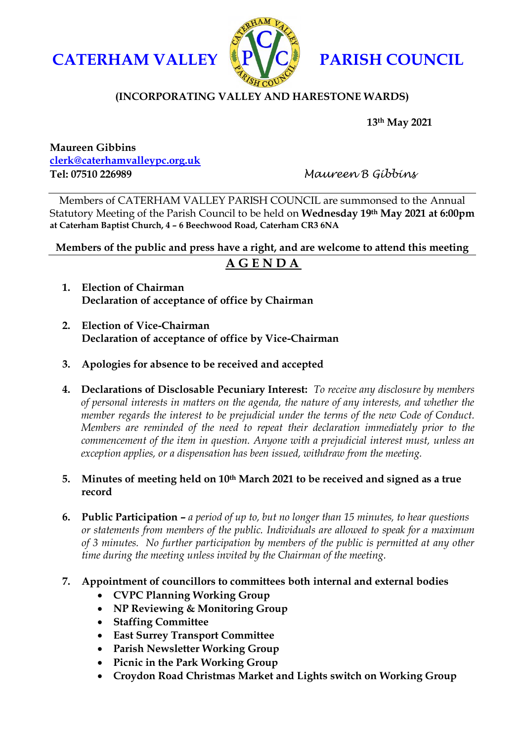# CATERHAM VALLEY PARISH COUNCIL

**(INCORPORATING VALLEY AND HARESTONE WARDS)**

**13th May 2021**

**Maureen Gibbins**
**[clerk@caterhamvalleypc.org.uk](mailto:clerk@caterhamvalleypc.org.uk)**
**Tel: 07510 226989**

*Maureen B Gibbins*

---

Members of CATERHAM VALLEY PARISH COUNCIL are summonsed to the Annual Statutory Meeting of the Parish Council to be held on **Wednesday 19th May 2021 at 6:00pm at Caterham Baptist Church, 4 – 6 Beechwood Road, Caterham CR3 6NA**

**Members of the public and press have a right, and are welcome to attend this meeting**

---

## A G E N D A

1. **Election of Chairman**
   **Declaration of acceptance of office by Chairman**

2. **Election of Vice-Chairman**
   **Declaration of acceptance of office by Vice-Chairman**

3. **Apologies for absence to be received and accepted**

4. **Declarations of Disclosable Pecuniary Interest:** *To receive any disclosure by members of personal interests in matters on the agenda, the nature of any interests, and whether the member regards the interest to be prejudicial under the terms of the new Code of Conduct. Members are reminded of the need to repeat their declaration immediately prior to the commencement of the item in question. Anyone with a prejudicial interest must, unless an exception applies, or a dispensation has been issued, withdraw from the meeting.*

5. **Minutes of meeting held on 10th March 2021 to be received and signed as a true record**

6. **Public Participation –** *a period of up to, but no longer than 15 minutes, to hear questions or statements from members of the public. Individuals are allowed to speak for a maximum of 3 minutes. No further participation by members of the public is permitted at any other time during the meeting unless invited by the Chairman of the meeting.*

7. **Appointment of councillors to committees both internal and external bodies**
   - **CVPC Planning Working Group**
   - **NP Reviewing & Monitoring Group**
   - **Staffing Committee**
   - **East Surrey Transport Committee**
   - **Parish Newsletter Working Group**
   - **Picnic in the Park Working Group**
   - **Croydon Road Christmas Market and Lights switch on Working Group**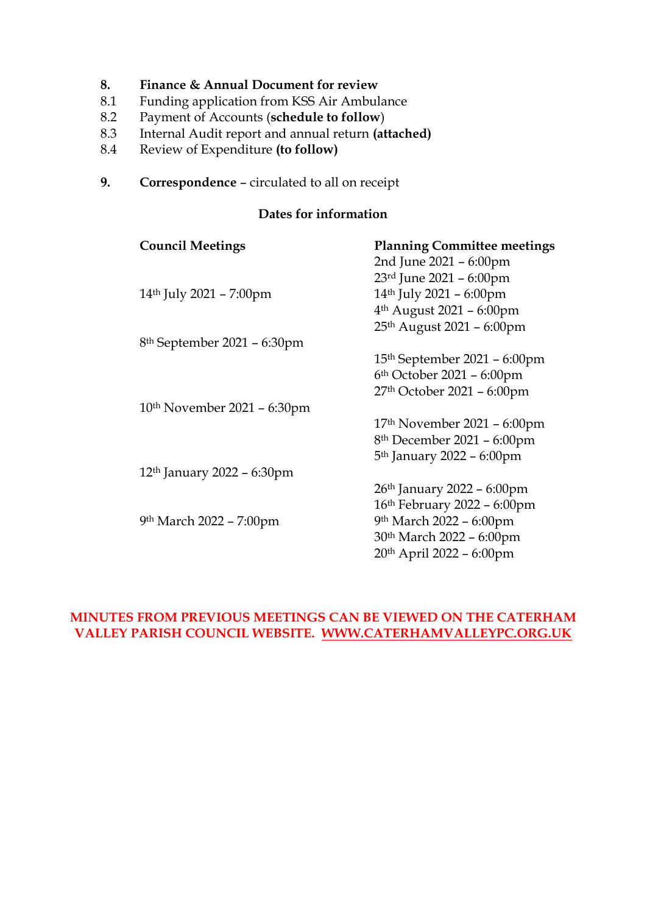**8. Finance & Annual Document for review**

8.1 Funding application from KSS Air Ambulance
8.2 Payment of Accounts (**schedule to follow**)
8.3 Internal Audit report and annual return **(attached)**
8.4 Review of Expenditure **(to follow)**

**9. Correspondence** – circulated to all on receipt

**Dates for information**

| Council Meetings | Planning Committee meetings |
| --- | --- |
| | 2nd June 2021 – 6:00pm |
| | 23rd June 2021 – 6:00pm |
| 14th July 2021 – 7:00pm | 14th July 2021 – 6:00pm |
| | 4th August 2021 – 6:00pm |
| | 25th August 2021 – 6:00pm |
| 8th September 2021 – 6:30pm | |
| | 15th September 2021 – 6:00pm |
| | 6th October 2021 – 6:00pm |
| | 27th October 2021 – 6:00pm |
| 10th November 2021 – 6:30pm | |
| | 17th November 2021 – 6:00pm |
| | 8th December 2021 – 6:00pm |
| | 5th January 2022 – 6:00pm |
| 12th January 2022 – 6:30pm | |
| | 26th January 2022 – 6:00pm |
| | 16th February 2022 – 6:00pm |
| 9th March 2022 – 7:00pm | 9th March 2022 – 6:00pm |
| | 30th March 2022 – 6:00pm |
| | 20th April 2022 – 6:00pm |

**MINUTES FROM PREVIOUS MEETINGS CAN BE VIEWED ON THE CATERHAM VALLEY PARISH COUNCIL WEBSITE. WWW.CATERHAMVALLEYPC.ORG.UK**